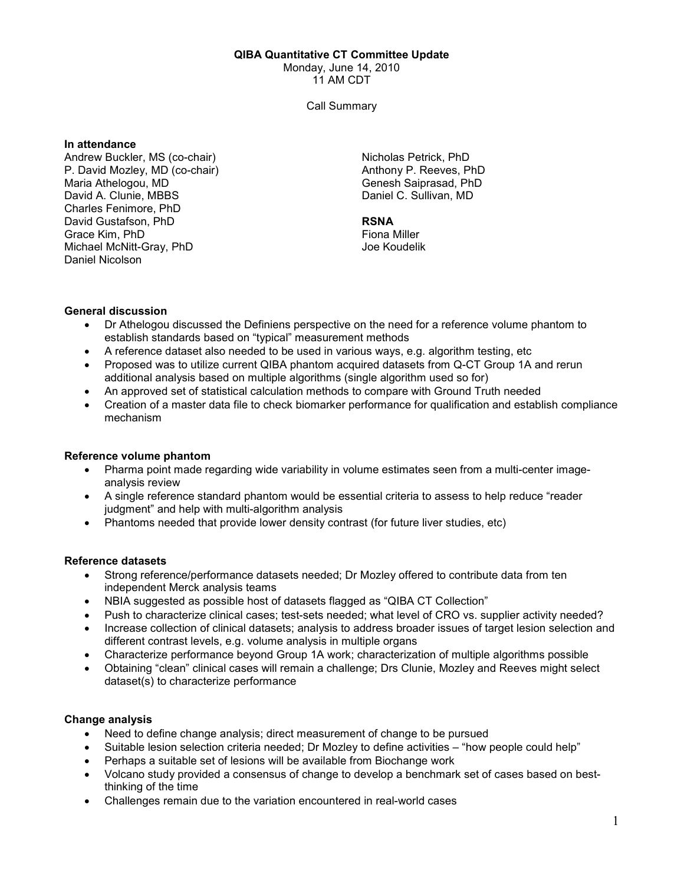**QIBA Quantitative CT Committee Update**

Monday, June 14, 2010

11 AM CDT

Call Summary

**In attendance**

Andrew Buckler, MS (co-chair)
P. David Mozley, MD (co-chair)
Maria Athelogou, MD
David A. Clunie, MBBS
Charles Fenimore, PhD
David Gustafson, PhD
Grace Kim, PhD
Michael McNitt-Gray, PhD
Daniel Nicolson
Nicholas Petrick, PhD
Anthony P. Reeves, PhD
Genesh Saiprasad, PhD
Daniel C. Sullivan, MD

**RSNA**

Fiona Miller
Joe Koudelik

**General discussion**

- Dr Athelogou discussed the Definiens perspective on the need for a reference volume phantom to establish standards based on "typical" measurement methods
- A reference dataset also needed to be used in various ways, e.g. algorithm testing, etc
- Proposed was to utilize current QIBA phantom acquired datasets from Q-CT Group 1A and rerun additional analysis based on multiple algorithms (single algorithm used so for)
- An approved set of statistical calculation methods to compare with Ground Truth needed
- Creation of a master data file to check biomarker performance for qualification and establish compliance mechanism

**Reference volume phantom**

- Pharma point made regarding wide variability in volume estimates seen from a multi-center image-analysis review
- A single reference standard phantom would be essential criteria to assess to help reduce "reader judgment" and help with multi-algorithm analysis
- Phantoms needed that provide lower density contrast (for future liver studies, etc)

**Reference datasets**

- Strong reference/performance datasets needed; Dr Mozley offered to contribute data from ten independent Merck analysis teams
- NBIA suggested as possible host of datasets flagged as "QIBA CT Collection"
- Push to characterize clinical cases; test-sets needed; what level of CRO vs. supplier activity needed?
- Increase collection of clinical datasets; analysis to address broader issues of target lesion selection and different contrast levels, e.g. volume analysis in multiple organs
- Characterize performance beyond Group 1A work; characterization of multiple algorithms possible
- Obtaining "clean" clinical cases will remain a challenge; Drs Clunie, Mozley and Reeves might select dataset(s) to characterize performance

**Change analysis**

- Need to define change analysis; direct measurement of change to be pursued
- Suitable lesion selection criteria needed; Dr Mozley to define activities – "how people could help"
- Perhaps a suitable set of lesions will be available from Biochange work
- Volcano study provided a consensus of change to develop a benchmark set of cases based on best-thinking of the time
- Challenges remain due to the variation encountered in real-world cases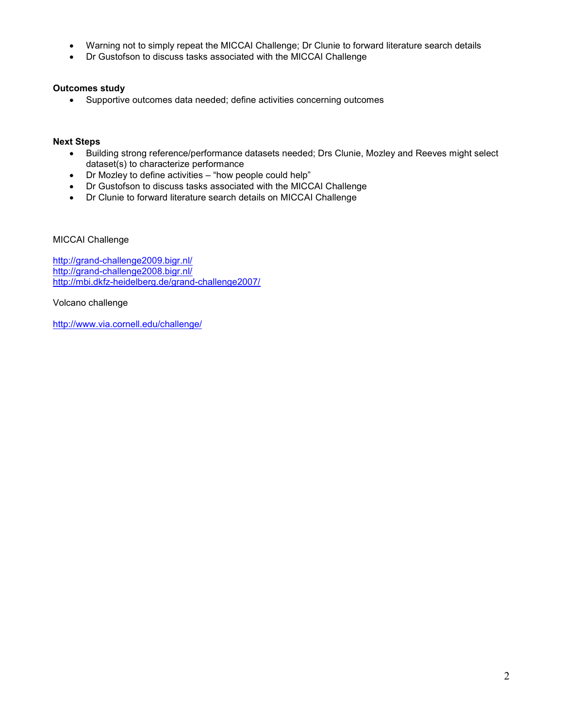- Warning not to simply repeat the MICCAI Challenge; Dr Clunie to forward literature search details
- Dr Gustofson to discuss tasks associated with the MICCAI Challenge

**Outcomes study**

- Supportive outcomes data needed; define activities concerning outcomes

**Next Steps**

- Building strong reference/performance datasets needed; Drs Clunie, Mozley and Reeves might select dataset(s) to characterize performance
- Dr Mozley to define activities – "how people could help"
- Dr Gustofson to discuss tasks associated with the MICCAI Challenge
- Dr Clunie to forward literature search details on MICCAI Challenge

MICCAI Challenge

http://grand-challenge2009.bigr.nl/
http://grand-challenge2008.bigr.nl/
http://mbi.dkfz-heidelberg.de/grand-challenge2007/

Volcano challenge

http://www.via.cornell.edu/challenge/